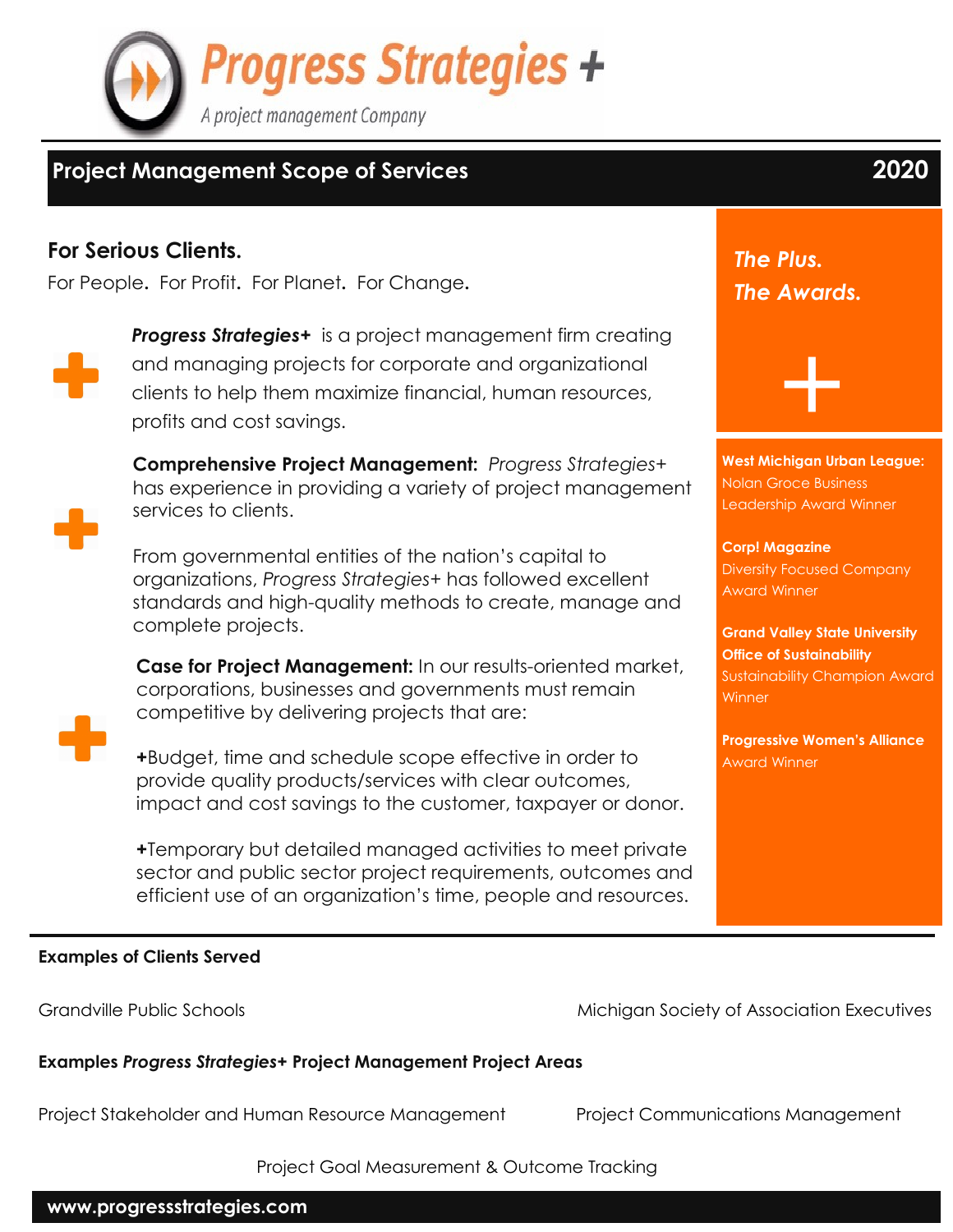# Progress Strategies +

*A project management Company*

## Project Management Scope of Services 2020

### For Serious Clients.

For People. For Profit. For Planet. For Change.

***Progress Strategies+*** is a project management firm creating and managing projects for corporate and organizational clients to help them maximize financial, human resources, profits and cost savings.

**Comprehensive Project Management:** *Progress Strategies+* has experience in providing a variety of project management services to clients.

From governmental entities of the nation's capital to organizations, *Progress Strategies+* has followed excellent standards and high-quality methods to create, manage and complete projects.

**Case for Project Management:** In our results-oriented market, corporations, businesses and governments must remain competitive by delivering projects that are:

**+**Budget, time and schedule scope effective in order to provide quality products/services with clear outcomes, impact and cost savings to the customer, taxpayer or donor.

**+**Temporary but detailed managed activities to meet private sector and public sector project requirements, outcomes and efficient use of an organization's time, people and resources.

### *The Plus. The Awards.*

**West Michigan Urban League:** Nolan Groce Business Leadership Award Winner

**Corp! Magazine** Diversity Focused Company Award Winner

**Grand Valley State University Office of Sustainability** Sustainability Champion Award Winner

**Progressive Women's Alliance** Award Winner

**Examples of Clients Served**

Grandville Public Schools

Michigan Society of Association Executives

**Examples *Progress Strategies+* Project Management Project Areas**

Project Stakeholder and Human Resource Management

Project Communications Management

Project Goal Measurement & Outcome Tracking

**www.progressstrategies.com**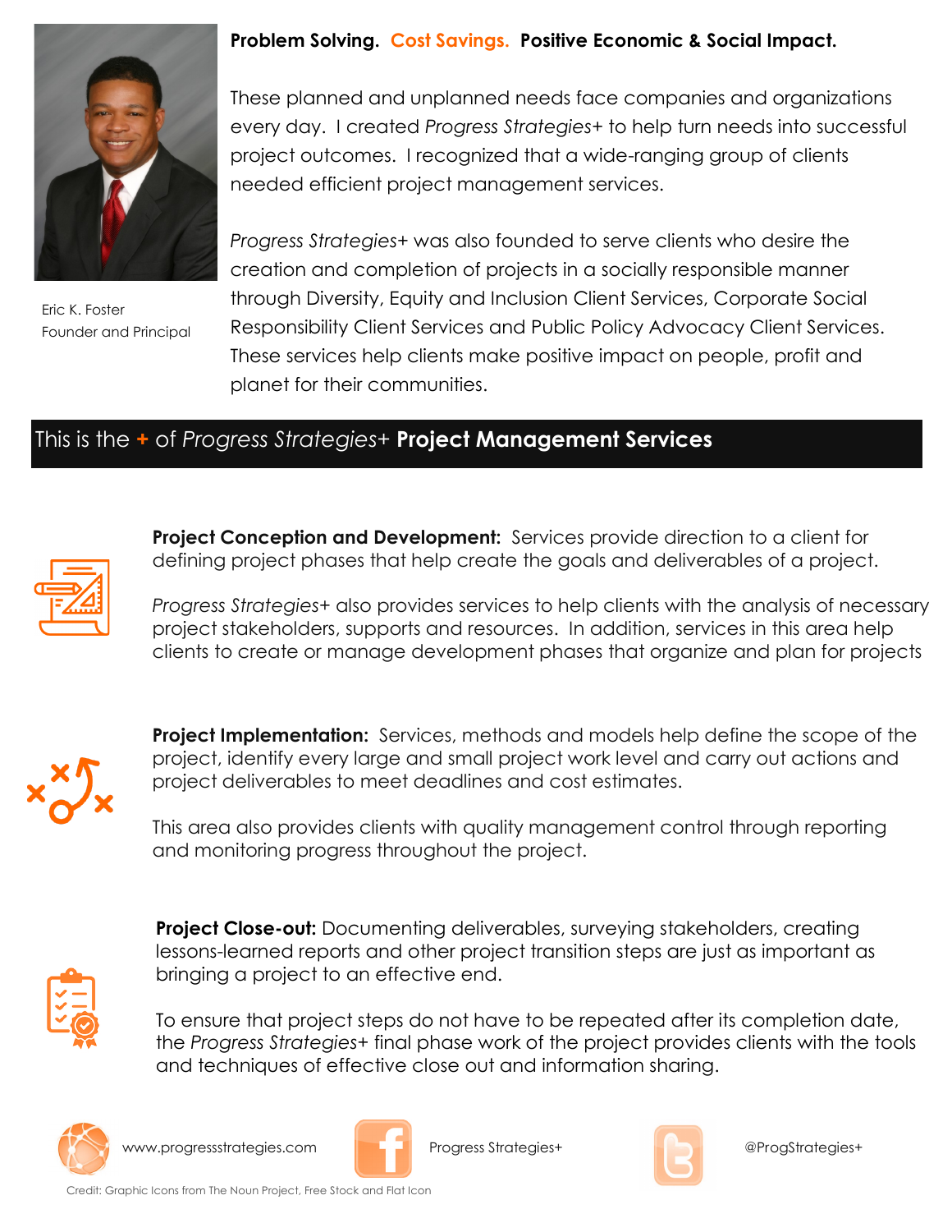**Problem Solving.** **Cost Savings.** **Positive Economic & Social Impact.**

These planned and unplanned needs face companies and organizations every day. I created *Progress Strategies+* to help turn needs into successful project outcomes. I recognized that a wide-ranging group of clients needed efficient project management services.

*Progress Strategies+* was also founded to serve clients who desire the creation and completion of projects in a socially responsible manner through Diversity, Equity and Inclusion Client Services, Corporate Social Responsibility Client Services and Public Policy Advocacy Client Services. These services help clients make positive impact on people, profit and planet for their communities.

Eric K. Foster
Founder and Principal

## This is the + of *Progress Strategies+* **Project Management Services**

**Project Conception and Development:** Services provide direction to a client for defining project phases that help create the goals and deliverables of a project.

*Progress Strategies+* also provides services to help clients with the analysis of necessary project stakeholders, supports and resources. In addition, services in this area help clients to create or manage development phases that organize and plan for projects

**Project Implementation:** Services, methods and models help define the scope of the project, identify every large and small project work level and carry out actions and project deliverables to meet deadlines and cost estimates.

This area also provides clients with quality management control through reporting and monitoring progress throughout the project.

**Project Close-out:** Documenting deliverables, surveying stakeholders, creating lessons-learned reports and other project transition steps are just as important as bringing a project to an effective end.

To ensure that project steps do not have to be repeated after its completion date, the *Progress Strategies+* final phase work of the project provides clients with the tools and techniques of effective close out and information sharing.

www.progressstrategies.com Progress Strategies+ @ProgStrategies+

Credit: Graphic Icons from The Noun Project, Free Stock and Flat Icon